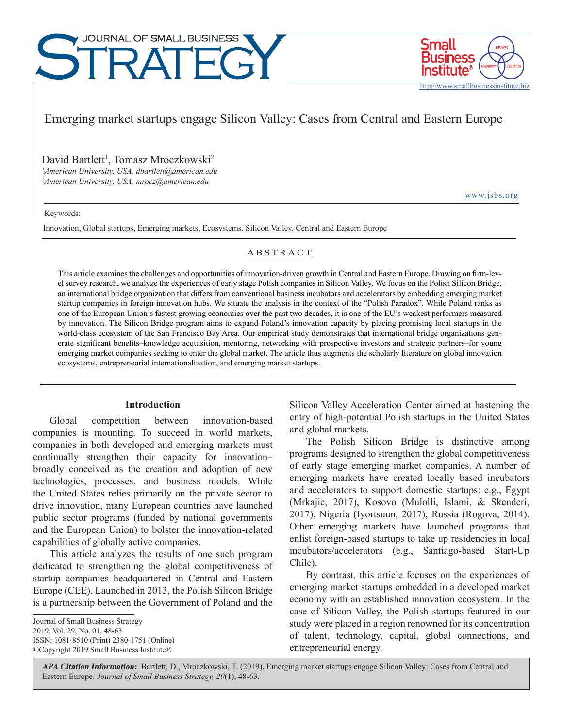# Emerging market startups engage Silicon Valley: Cases from Central and Eastern Europe

David Bartlett[1], Tomasz Mroczkowski[2]

[1]*American University, USA, dbartlett@american.edu*
[2]*American University, USA, mrocz@american.edu*

Keywords:

Innovation, Global startups, Emerging markets, Ecosystems, Silicon Valley, Central and Eastern Europe

## ABSTRACT

This article examines the challenges and opportunities of innovation-driven growth in Central and Eastern Europe. Drawing on firm-level survey research, we analyze the experiences of early stage Polish companies in Silicon Valley. We focus on the Polish Silicon Bridge, an international bridge organization that differs from conventional business incubators and accelerators by embedding emerging market startup companies in foreign innovation hubs. We situate the analysis in the context of the "Polish Paradox". While Poland ranks as one of the European Union's fastest growing economies over the past two decades, it is one of the EU's weakest performers measured by innovation. The Silicon Bridge program aims to expand Poland's innovation capacity by placing promising local startups in the world-class ecosystem of the San Francisco Bay Area. Our empirical study demonstrates that international bridge organizations generate significant benefits–knowledge acquisition, mentoring, networking with prospective investors and strategic partners–for young emerging market companies seeking to enter the global market. The article thus augments the scholarly literature on global innovation ecosystems, entrepreneurial internationalization, and emerging market startups.

## Introduction

Global competition between innovation-based companies is mounting. To succeed in world markets, companies in both developed and emerging markets must continually strengthen their capacity for innovation–broadly conceived as the creation and adoption of new technologies, processes, and business models. While the United States relies primarily on the private sector to drive innovation, many European countries have launched public sector programs (funded by national governments and the European Union) to bolster the innovation-related capabilities of globally active companies.

This article analyzes the results of one such program dedicated to strengthening the global competitiveness of startup companies headquartered in Central and Eastern Europe (CEE). Launched in 2013, the Polish Silicon Bridge is a partnership between the Government of Poland and the Silicon Valley Acceleration Center aimed at hastening the entry of high-potential Polish startups in the United States and global markets.

The Polish Silicon Bridge is distinctive among programs designed to strengthen the global competitiveness of early stage emerging market companies. A number of emerging markets have created locally based incubators and accelerators to support domestic startups: e.g., Egypt (Mrkajic, 2017), Kosovo (Mulolli, Islami, & Skenderi, 2017), Nigeria (Iyortsuun, 2017), Russia (Rogova, 2014). Other emerging markets have launched programs that enlist foreign-based startups to take up residencies in local incubators/accelerators (e.g., Santiago-based Start-Up Chile).

By contrast, this article focuses on the experiences of emerging market startups embedded in a developed market economy with an established innovation ecosystem. In the case of Silicon Valley, the Polish startups featured in our study were placed in a region renowned for its concentration of talent, technology, capital, global connections, and entrepreneurial energy.

Journal of Small Business Strategy
2019, Vol. 29, No. 01, 48-63
ISSN: 1081-8510 (Print) 2380-1751 (Online)
©Copyright 2019 Small Business Institute®

***APA Citation Information:*** Bartlett, D., Mroczkowski, T. (2019). Emerging market startups engage Silicon Valley: Cases from Central and Eastern Europe. *Journal of Small Business Strategy, 29*(1), 48-63.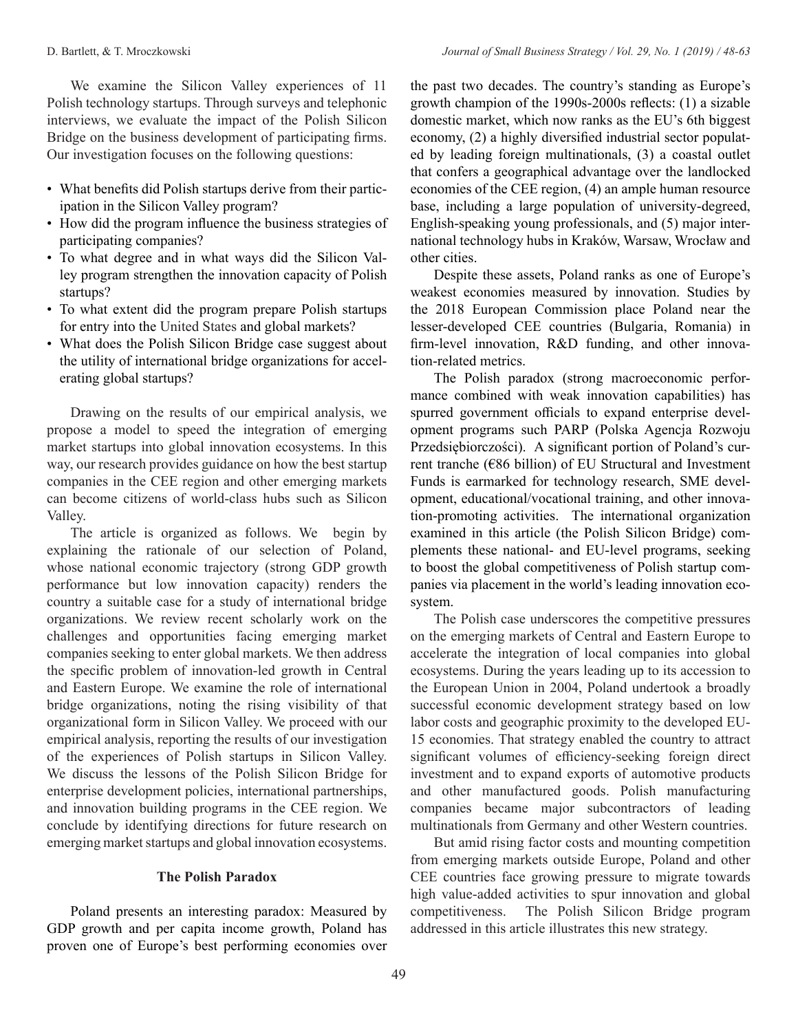We examine the Silicon Valley experiences of 11 Polish technology startups. Through surveys and telephonic interviews, we evaluate the impact of the Polish Silicon Bridge on the business development of participating firms. Our investigation focuses on the following questions:

- What benefits did Polish startups derive from their participation in the Silicon Valley program?
- How did the program influence the business strategies of participating companies?
- To what degree and in what ways did the Silicon Valley program strengthen the innovation capacity of Polish startups?
- To what extent did the program prepare Polish startups for entry into the United States and global markets?
- What does the Polish Silicon Bridge case suggest about the utility of international bridge organizations for accelerating global startups?

Drawing on the results of our empirical analysis, we propose a model to speed the integration of emerging market startups into global innovation ecosystems. In this way, our research provides guidance on how the best startup companies in the CEE region and other emerging markets can become citizens of world-class hubs such as Silicon Valley.

The article is organized as follows. We begin by explaining the rationale of our selection of Poland, whose national economic trajectory (strong GDP growth performance but low innovation capacity) renders the country a suitable case for a study of international bridge organizations. We review recent scholarly work on the challenges and opportunities facing emerging market companies seeking to enter global markets. We then address the specific problem of innovation-led growth in Central and Eastern Europe. We examine the role of international bridge organizations, noting the rising visibility of that organizational form in Silicon Valley. We proceed with our empirical analysis, reporting the results of our investigation of the experiences of Polish startups in Silicon Valley. We discuss the lessons of the Polish Silicon Bridge for enterprise development policies, international partnerships, and innovation building programs in the CEE region. We conclude by identifying directions for future research on emerging market startups and global innovation ecosystems.

## The Polish Paradox

Poland presents an interesting paradox: Measured by GDP growth and per capita income growth, Poland has proven one of Europe's best performing economies over the past two decades. The country's standing as Europe's growth champion of the 1990s-2000s reflects: (1) a sizable domestic market, which now ranks as the EU's 6th biggest economy, (2) a highly diversified industrial sector populated by leading foreign multinationals, (3) a coastal outlet that confers a geographical advantage over the landlocked economies of the CEE region, (4) an ample human resource base, including a large population of university-degreed, English-speaking young professionals, and (5) major international technology hubs in Kraków, Warsaw, Wrocław and other cities.

Despite these assets, Poland ranks as one of Europe's weakest economies measured by innovation. Studies by the 2018 European Commission place Poland near the lesser-developed CEE countries (Bulgaria, Romania) in firm-level innovation, R&D funding, and other innovation-related metrics.

The Polish paradox (strong macroeconomic performance combined with weak innovation capabilities) has spurred government officials to expand enterprise development programs such PARP (Polska Agencja Rozwoju Przedsiębiorczości). A significant portion of Poland's current tranche (€86 billion) of EU Structural and Investment Funds is earmarked for technology research, SME development, educational/vocational training, and other innovation-promoting activities. The international organization examined in this article (the Polish Silicon Bridge) complements these national- and EU-level programs, seeking to boost the global competitiveness of Polish startup companies via placement in the world's leading innovation ecosystem.

The Polish case underscores the competitive pressures on the emerging markets of Central and Eastern Europe to accelerate the integration of local companies into global ecosystems. During the years leading up to its accession to the European Union in 2004, Poland undertook a broadly successful economic development strategy based on low labor costs and geographic proximity to the developed EU-15 economies. That strategy enabled the country to attract significant volumes of efficiency-seeking foreign direct investment and to expand exports of automotive products and other manufactured goods. Polish manufacturing companies became major subcontractors of leading multinationals from Germany and other Western countries.

But amid rising factor costs and mounting competition from emerging markets outside Europe, Poland and other CEE countries face growing pressure to migrate towards high value-added activities to spur innovation and global competitiveness. The Polish Silicon Bridge program addressed in this article illustrates this new strategy.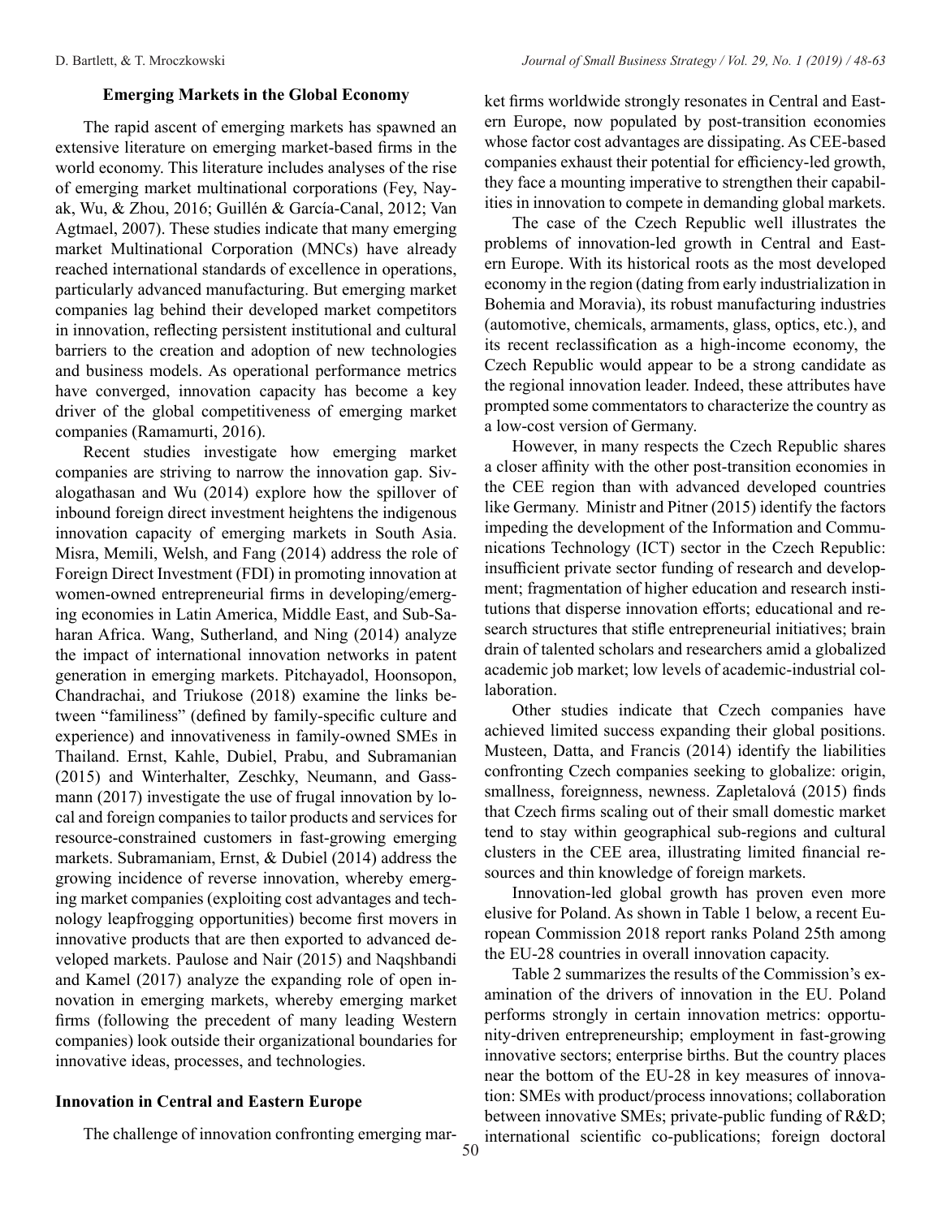## Emerging Markets in the Global Economy

The rapid ascent of emerging markets has spawned an extensive literature on emerging market-based firms in the world economy. This literature includes analyses of the rise of emerging market multinational corporations (Fey, Nayak, Wu, & Zhou, 2016; Guillén & García-Canal, 2012; Van Agtmael, 2007). These studies indicate that many emerging market Multinational Corporation (MNCs) have already reached international standards of excellence in operations, particularly advanced manufacturing. But emerging market companies lag behind their developed market competitors in innovation, reflecting persistent institutional and cultural barriers to the creation and adoption of new technologies and business models. As operational performance metrics have converged, innovation capacity has become a key driver of the global competitiveness of emerging market companies (Ramamurti, 2016).

Recent studies investigate how emerging market companies are striving to narrow the innovation gap. Sivalogathasan and Wu (2014) explore how the spillover of inbound foreign direct investment heightens the indigenous innovation capacity of emerging markets in South Asia. Misra, Memili, Welsh, and Fang (2014) address the role of Foreign Direct Investment (FDI) in promoting innovation at women-owned entrepreneurial firms in developing/emerging economies in Latin America, Middle East, and Sub-Saharan Africa. Wang, Sutherland, and Ning (2014) analyze the impact of international innovation networks in patent generation in emerging markets. Pitchayadol, Hoonsopon, Chandrachai, and Triukose (2018) examine the links between "familiness" (defined by family-specific culture and experience) and innovativeness in family-owned SMEs in Thailand. Ernst, Kahle, Dubiel, Prabu, and Subramanian (2015) and Winterhalter, Zeschky, Neumann, and Gassmann (2017) investigate the use of frugal innovation by local and foreign companies to tailor products and services for resource-constrained customers in fast-growing emerging markets. Subramaniam, Ernst, & Dubiel (2014) address the growing incidence of reverse innovation, whereby emerging market companies (exploiting cost advantages and technology leapfrogging opportunities) become first movers in innovative products that are then exported to advanced developed markets. Paulose and Nair (2015) and Naqshbandi and Kamel (2017) analyze the expanding role of open innovation in emerging markets, whereby emerging market firms (following the precedent of many leading Western companies) look outside their organizational boundaries for innovative ideas, processes, and technologies.

## Innovation in Central and Eastern Europe

The challenge of innovation confronting emerging market firms worldwide strongly resonates in Central and Eastern Europe, now populated by post-transition economies whose factor cost advantages are dissipating. As CEE-based companies exhaust their potential for efficiency-led growth, they face a mounting imperative to strengthen their capabilities in innovation to compete in demanding global markets.

The case of the Czech Republic well illustrates the problems of innovation-led growth in Central and Eastern Europe. With its historical roots as the most developed economy in the region (dating from early industrialization in Bohemia and Moravia), its robust manufacturing industries (automotive, chemicals, armaments, glass, optics, etc.), and its recent reclassification as a high-income economy, the Czech Republic would appear to be a strong candidate as the regional innovation leader. Indeed, these attributes have prompted some commentators to characterize the country as a low-cost version of Germany.

However, in many respects the Czech Republic shares a closer affinity with the other post-transition economies in the CEE region than with advanced developed countries like Germany. Ministr and Pitner (2015) identify the factors impeding the development of the Information and Communications Technology (ICT) sector in the Czech Republic: insufficient private sector funding of research and development; fragmentation of higher education and research institutions that disperse innovation efforts; educational and research structures that stifle entrepreneurial initiatives; brain drain of talented scholars and researchers amid a globalized academic job market; low levels of academic-industrial collaboration.

Other studies indicate that Czech companies have achieved limited success expanding their global positions. Musteen, Datta, and Francis (2014) identify the liabilities confronting Czech companies seeking to globalize: origin, smallness, foreignness, newness. Zapletalová (2015) finds that Czech firms scaling out of their small domestic market tend to stay within geographical sub-regions and cultural clusters in the CEE area, illustrating limited financial resources and thin knowledge of foreign markets.

Innovation-led global growth has proven even more elusive for Poland. As shown in Table 1 below, a recent European Commission 2018 report ranks Poland 25th among the EU-28 countries in overall innovation capacity.

Table 2 summarizes the results of the Commission's examination of the drivers of innovation in the EU. Poland performs strongly in certain innovation metrics: opportunity-driven entrepreneurship; employment in fast-growing innovative sectors; enterprise births. But the country places near the bottom of the EU-28 in key measures of innovation: SMEs with product/process innovations; collaboration between innovative SMEs; private-public funding of R&D; international scientific co-publications; foreign doctoral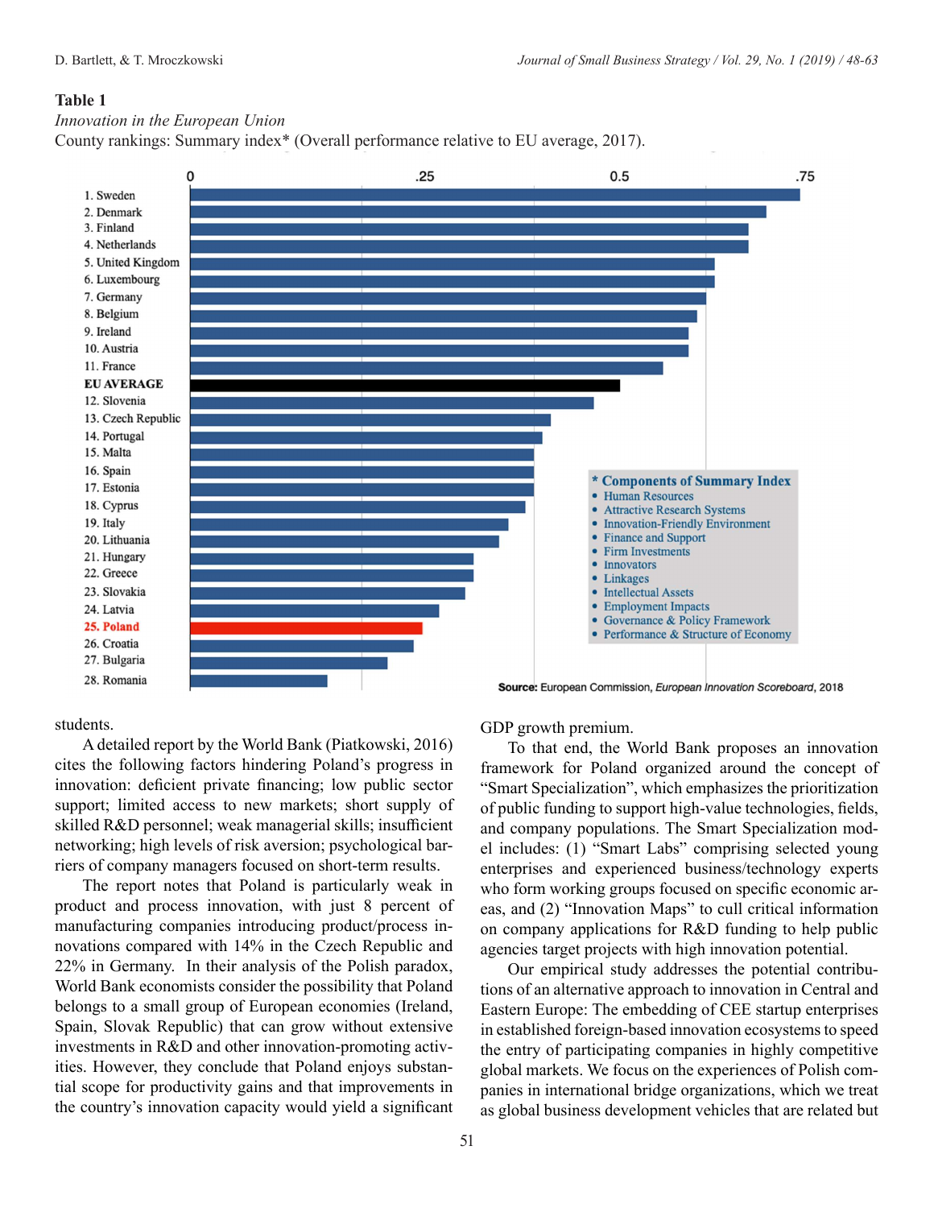**Table 1**

*Innovation in the European Union*

County rankings: Summary index* (Overall performance relative to EU average, 2017).

| Rank | Country |
|---|---|
| 1. | Sweden |
| 2. | Denmark |
| 3. | Finland |
| 4. | Netherlands |
| 5. | United Kingdom |
| 6. | Luxembourg |
| 7. | Germany |
| 8. | Belgium |
| 9. | Ireland |
| 10. | Austria |
| 11. | France |
| | **EU AVERAGE** |
| 12. | Slovenia |
| 13. | Czech Republic |
| 14. | Portugal |
| 15. | Malta |
| 16. | Spain |
| 17. | Estonia |
| 18. | Cyprus |
| 19. | Italy |
| 20. | Lithuania |
| 21. | Hungary |
| 22. | Greece |
| 23. | Slovakia |
| 24. | Latvia |
| 25. | **Poland** |
| 26. | Croatia |
| 27. | Bulgaria |
| 28. | Romania |

**\* Components of Summary Index**

- Human Resources
- Attractive Research Systems
- Innovation-Friendly Environment
- Finance and Support
- Firm Investments
- Innovators
- Linkages
- Intellectual Assets
- Employment Impacts
- Governance & Policy Framework
- Performance & Structure of Economy

**Source:** European Commission, *European Innovation Scoreboard*, 2018

students.

A detailed report by the World Bank (Piatkowski, 2016) cites the following factors hindering Poland's progress in innovation: deficient private financing; low public sector support; limited access to new markets; short supply of skilled R&D personnel; weak managerial skills; insufficient networking; high levels of risk aversion; psychological barriers of company managers focused on short-term results.

The report notes that Poland is particularly weak in product and process innovation, with just 8 percent of manufacturing companies introducing product/process innovations compared with 14% in the Czech Republic and 22% in Germany. In their analysis of the Polish paradox, World Bank economists consider the possibility that Poland belongs to a small group of European economies (Ireland, Spain, Slovak Republic) that can grow without extensive investments in R&D and other innovation-promoting activities. However, they conclude that Poland enjoys substantial scope for productivity gains and that improvements in the country's innovation capacity would yield a significant GDP growth premium.

To that end, the World Bank proposes an innovation framework for Poland organized around the concept of "Smart Specialization", which emphasizes the prioritization of public funding to support high-value technologies, fields, and company populations. The Smart Specialization model includes: (1) "Smart Labs" comprising selected young enterprises and experienced business/technology experts who form working groups focused on specific economic areas, and (2) "Innovation Maps" to cull critical information on company applications for R&D funding to help public agencies target projects with high innovation potential.

Our empirical study addresses the potential contributions of an alternative approach to innovation in Central and Eastern Europe: The embedding of CEE startup enterprises in established foreign-based innovation ecosystems to speed the entry of participating companies in highly competitive global markets. We focus on the experiences of Polish companies in international bridge organizations, which we treat as global business development vehicles that are related but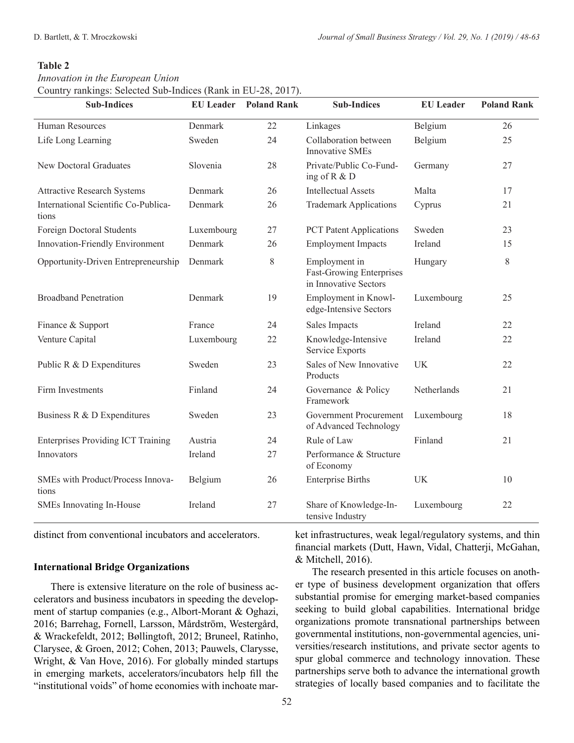**Table 2**

*Innovation in the European Union*

Country rankings: Selected Sub-Indices (Rank in EU-28, 2017).

| Sub-Indices | EU Leader | Poland Rank | Sub-Indices | EU Leader | Poland Rank |
|---|---|---|---|---|---|
| Human Resources | Denmark | 22 | Linkages | Belgium | 26 |
| Life Long Learning | Sweden | 24 | Collaboration between Innovative SMEs | Belgium | 25 |
| New Doctoral Graduates | Slovenia | 28 | Private/Public Co-Funding of R & D | Germany | 27 |
| Attractive Research Systems | Denmark | 26 | Intellectual Assets | Malta | 17 |
| International Scientific Co-Publications | Denmark | 26 | Trademark Applications | Cyprus | 21 |
| Foreign Doctoral Students | Luxembourg | 27 | PCT Patent Applications | Sweden | 23 |
| Innovation-Friendly Environment | Denmark | 26 | Employment Impacts | Ireland | 15 |
| Opportunity-Driven Entrepreneurship | Denmark | 8 | Employment in Fast-Growing Enterprises in Innovative Sectors | Hungary | 8 |
| Broadband Penetration | Denmark | 19 | Employment in Knowledge-Intensive Sectors | Luxembourg | 25 |
| Finance & Support | France | 24 | Sales Impacts | Ireland | 22 |
| Venture Capital | Luxembourg | 22 | Knowledge-Intensive Service Exports | Ireland | 22 |
| Public R & D Expenditures | Sweden | 23 | Sales of New Innovative Products | UK | 22 |
| Firm Investments | Finland | 24 | Governance & Policy Framework | Netherlands | 21 |
| Business R & D Expenditures | Sweden | 23 | Government Procurement of Advanced Technology | Luxembourg | 18 |
| Enterprises Providing ICT Training | Austria | 24 | Rule of Law | Finland | 21 |
| Innovators | Ireland | 27 | Performance & Structure of Economy | | |
| SMEs with Product/Process Innovations | Belgium | 26 | Enterprise Births | UK | 10 |
| SMEs Innovating In-House | Ireland | 27 | Share of Knowledge-Intensive Industry | Luxembourg | 22 |

distinct from conventional incubators and accelerators.

### International Bridge Organizations

There is extensive literature on the role of business accelerators and business incubators in speeding the development of startup companies (e.g., Albort-Morant & Oghazi, 2016; Barrehag, Fornell, Larsson, Mårdström, Westergård, & Wrackefeldt, 2012; Bøllingtoft, 2012; Bruneel, Ratinho, Clarysee, & Groen, 2012; Cohen, 2013; Pauwels, Clarysse, Wright, & Van Hove, 2016). For globally minded startups in emerging markets, accelerators/incubators help fill the "institutional voids" of home economies with inchoate market infrastructures, weak legal/regulatory systems, and thin financial markets (Dutt, Hawn, Vidal, Chatterji, McGahan, & Mitchell, 2016).

The research presented in this article focuses on another type of business development organization that offers substantial promise for emerging market-based companies seeking to build global capabilities. International bridge organizations promote transnational partnerships between governmental institutions, non-governmental agencies, universities/research institutions, and private sector agents to spur global commerce and technology innovation. These partnerships serve both to advance the international growth strategies of locally based companies and to facilitate the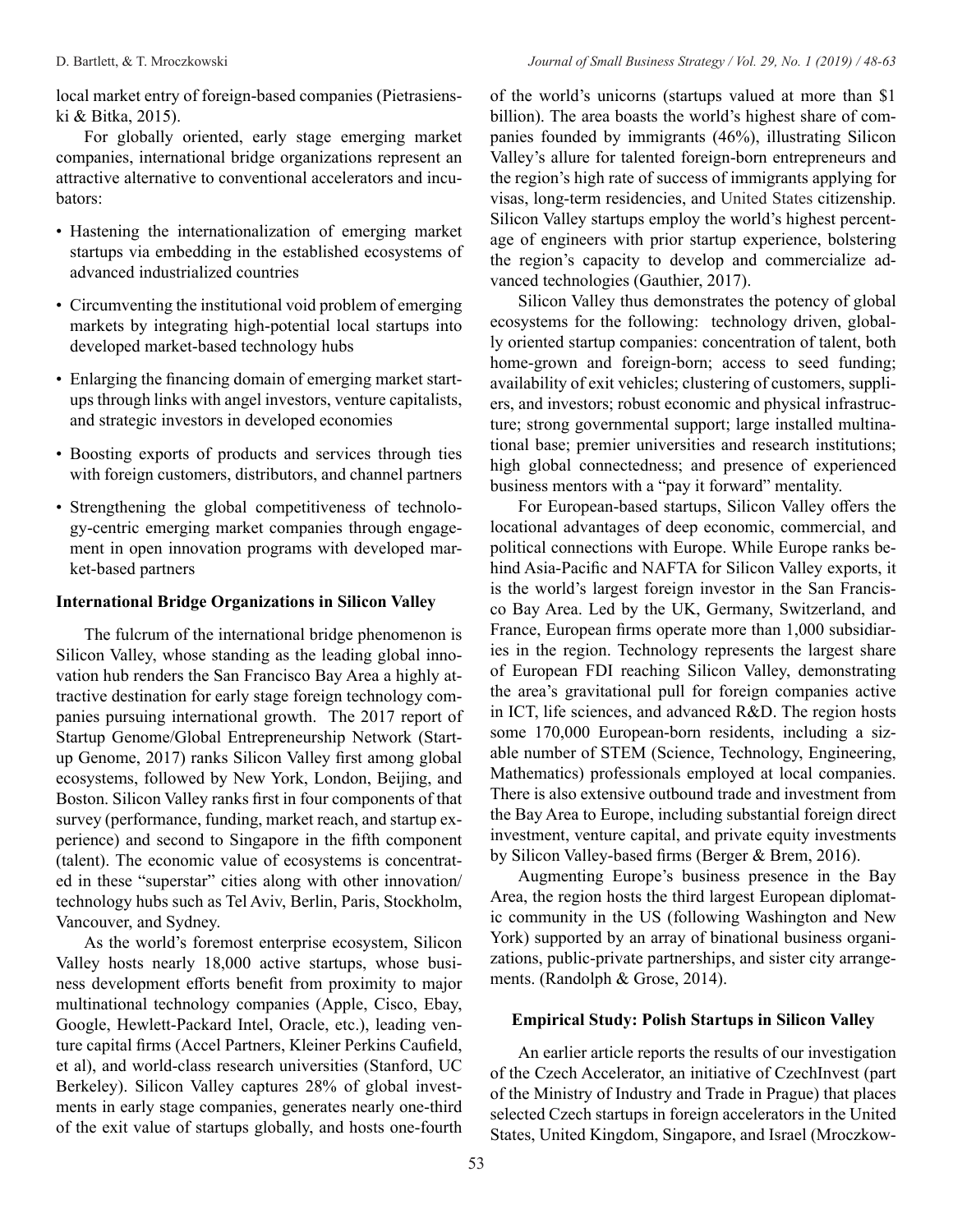local market entry of foreign-based companies (Pietrasienski & Bitka, 2015).

For globally oriented, early stage emerging market companies, international bridge organizations represent an attractive alternative to conventional accelerators and incubators:

- Hastening the internationalization of emerging market startups via embedding in the established ecosystems of advanced industrialized countries
- Circumventing the institutional void problem of emerging markets by integrating high-potential local startups into developed market-based technology hubs
- Enlarging the financing domain of emerging market startups through links with angel investors, venture capitalists, and strategic investors in developed economies
- Boosting exports of products and services through ties with foreign customers, distributors, and channel partners
- Strengthening the global competitiveness of technology-centric emerging market companies through engagement in open innovation programs with developed market-based partners

### International Bridge Organizations in Silicon Valley

The fulcrum of the international bridge phenomenon is Silicon Valley, whose standing as the leading global innovation hub renders the San Francisco Bay Area a highly attractive destination for early stage foreign technology companies pursuing international growth. The 2017 report of Startup Genome/Global Entrepreneurship Network (Startup Genome, 2017) ranks Silicon Valley first among global ecosystems, followed by New York, London, Beijing, and Boston. Silicon Valley ranks first in four components of that survey (performance, funding, market reach, and startup experience) and second to Singapore in the fifth component (talent). The economic value of ecosystems is concentrated in these "superstar" cities along with other innovation/technology hubs such as Tel Aviv, Berlin, Paris, Stockholm, Vancouver, and Sydney.

As the world's foremost enterprise ecosystem, Silicon Valley hosts nearly 18,000 active startups, whose business development efforts benefit from proximity to major multinational technology companies (Apple, Cisco, Ebay, Google, Hewlett-Packard Intel, Oracle, etc.), leading venture capital firms (Accel Partners, Kleiner Perkins Caufield, et al), and world-class research universities (Stanford, UC Berkeley). Silicon Valley captures 28% of global investments in early stage companies, generates nearly one-third of the exit value of startups globally, and hosts one-fourth of the world's unicorns (startups valued at more than $1 billion). The area boasts the world's highest share of companies founded by immigrants (46%), illustrating Silicon Valley's allure for talented foreign-born entrepreneurs and the region's high rate of success of immigrants applying for visas, long-term residencies, and United States citizenship. Silicon Valley startups employ the world's highest percentage of engineers with prior startup experience, bolstering the region's capacity to develop and commercialize advanced technologies (Gauthier, 2017).

Silicon Valley thus demonstrates the potency of global ecosystems for the following: technology driven, globally oriented startup companies: concentration of talent, both home-grown and foreign-born; access to seed funding; availability of exit vehicles; clustering of customers, suppliers, and investors; robust economic and physical infrastructure; strong governmental support; large installed multinational base; premier universities and research institutions; high global connectedness; and presence of experienced business mentors with a "pay it forward" mentality.

For European-based startups, Silicon Valley offers the locational advantages of deep economic, commercial, and political connections with Europe. While Europe ranks behind Asia-Pacific and NAFTA for Silicon Valley exports, it is the world's largest foreign investor in the San Francisco Bay Area. Led by the UK, Germany, Switzerland, and France, European firms operate more than 1,000 subsidiaries in the region. Technology represents the largest share of European FDI reaching Silicon Valley, demonstrating the area's gravitational pull for foreign companies active in ICT, life sciences, and advanced R&D. The region hosts some 170,000 European-born residents, including a sizable number of STEM (Science, Technology, Engineering, Mathematics) professionals employed at local companies. There is also extensive outbound trade and investment from the Bay Area to Europe, including substantial foreign direct investment, venture capital, and private equity investments by Silicon Valley-based firms (Berger & Brem, 2016).

Augmenting Europe's business presence in the Bay Area, the region hosts the third largest European diplomatic community in the US (following Washington and New York) supported by an array of binational business organizations, public-private partnerships, and sister city arrangements. (Randolph & Grose, 2014).

### Empirical Study: Polish Startups in Silicon Valley

An earlier article reports the results of our investigation of the Czech Accelerator, an initiative of CzechInvest (part of the Ministry of Industry and Trade in Prague) that places selected Czech startups in foreign accelerators in the United States, United Kingdom, Singapore, and Israel (Mroczkow-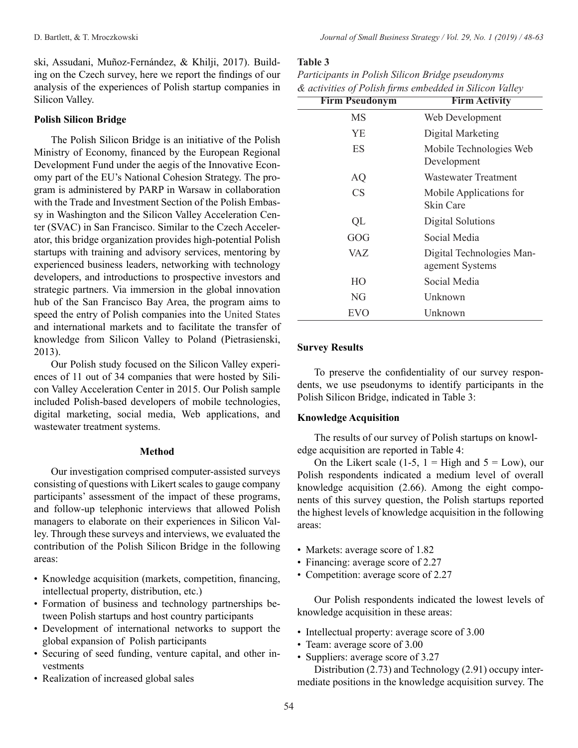ski, Assudani, Muñoz-Fernández, & Khilji, 2017). Building on the Czech survey, here we report the findings of our analysis of the experiences of Polish startup companies in Silicon Valley.

**Polish Silicon Bridge**

The Polish Silicon Bridge is an initiative of the Polish Ministry of Economy, financed by the European Regional Development Fund under the aegis of the Innovative Economy part of the EU's National Cohesion Strategy. The program is administered by PARP in Warsaw in collaboration with the Trade and Investment Section of the Polish Embassy in Washington and the Silicon Valley Acceleration Center (SVAC) in San Francisco. Similar to the Czech Accelerator, this bridge organization provides high-potential Polish startups with training and advisory services, mentoring by experienced business leaders, networking with technology developers, and introductions to prospective investors and strategic partners. Via immersion in the global innovation hub of the San Francisco Bay Area, the program aims to speed the entry of Polish companies into the United States and international markets and to facilitate the transfer of knowledge from Silicon Valley to Poland (Pietrasienski, 2013).

Our Polish study focused on the Silicon Valley experiences of 11 out of 34 companies that were hosted by Silicon Valley Acceleration Center in 2015. Our Polish sample included Polish-based developers of mobile technologies, digital marketing, social media, Web applications, and wastewater treatment systems.

## Method

Our investigation comprised computer-assisted surveys consisting of questions with Likert scales to gauge company participants' assessment of the impact of these programs, and follow-up telephonic interviews that allowed Polish managers to elaborate on their experiences in Silicon Valley. Through these surveys and interviews, we evaluated the contribution of the Polish Silicon Bridge in the following areas:

- Knowledge acquisition (markets, competition, financing, intellectual property, distribution, etc.)
- Formation of business and technology partnerships between Polish startups and host country participants
- Development of international networks to support the global expansion of Polish participants
- Securing of seed funding, venture capital, and other investments
- Realization of increased global sales

**Table 3**

*Participants in Polish Silicon Bridge pseudonyms & activities of Polish firms embedded in Silicon Valley*

| Firm Pseudonym | Firm Activity |
|---|---|
| MS | Web Development |
| YE | Digital Marketing |
| ES | Mobile Technologies Web Development |
| AQ | Wastewater Treatment |
| CS | Mobile Applications for Skin Care |
| QL | Digital Solutions |
| GOG | Social Media |
| VAZ | Digital Technologies Management Systems |
| HO | Social Media |
| NG | Unknown |
| EVO | Unknown |

**Survey Results**

To preserve the confidentiality of our survey respondents, we use pseudonyms to identify participants in the Polish Silicon Bridge, indicated in Table 3:

**Knowledge Acquisition**

The results of our survey of Polish startups on knowledge acquisition are reported in Table 4:

On the Likert scale (1-5, 1 = High and 5 = Low), our Polish respondents indicated a medium level of overall knowledge acquisition (2.66). Among the eight components of this survey question, the Polish startups reported the highest levels of knowledge acquisition in the following areas:

- Markets: average score of 1.82
- Financing: average score of 2.27
- Competition: average score of 2.27

Our Polish respondents indicated the lowest levels of knowledge acquisition in these areas:

- Intellectual property: average score of 3.00
- Team: average score of 3.00
- Suppliers: average score of 3.27

Distribution (2.73) and Technology (2.91) occupy intermediate positions in the knowledge acquisition survey. The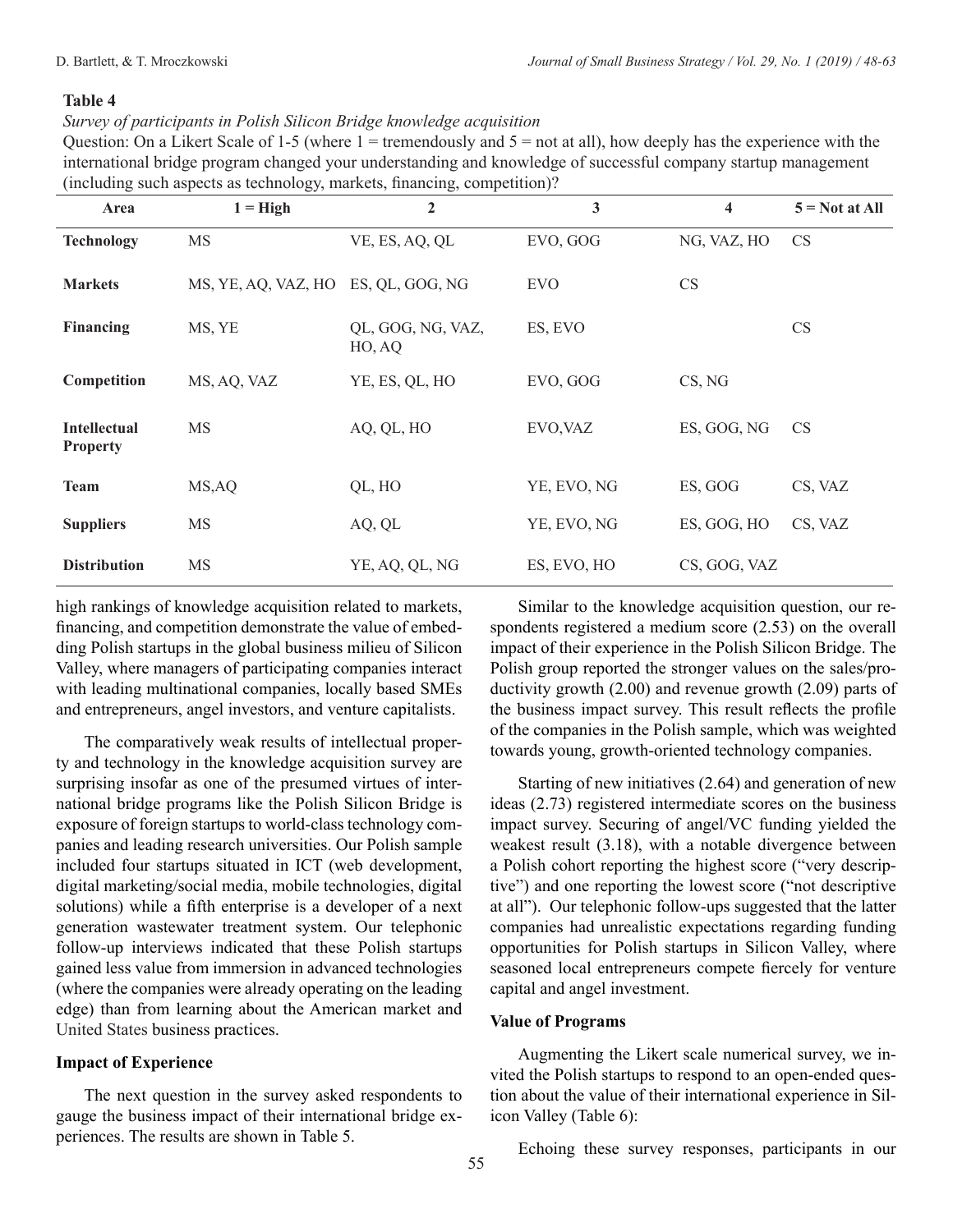**Table 4**

*Survey of participants in Polish Silicon Bridge knowledge acquisition*

Question: On a Likert Scale of 1-5 (where 1 = tremendously and 5 = not at all), how deeply has the experience with the international bridge program changed your understanding and knowledge of successful company startup management (including such aspects as technology, markets, financing, competition)?

| Area | 1 = High | 2 | 3 | 4 | 5 = Not at All |
|---|---|---|---|---|---|
| **Technology** | MS | VE, ES, AQ, QL | EVO, GOG | NG, VAZ, HO | CS |
| **Markets** | MS, YE, AQ, VAZ, HO | ES, QL, GOG, NG | EVO | CS | |
| **Financing** | MS, YE | QL, GOG, NG, VAZ, HO, AQ | ES, EVO | | CS |
| **Competition** | MS, AQ, VAZ | YE, ES, QL, HO | EVO, GOG | CS, NG | |
| **Intellectual Property** | MS | AQ, QL, HO | EVO,VAZ | ES, GOG, NG | CS |
| **Team** | MS,AQ | QL, HO | YE, EVO, NG | ES, GOG | CS, VAZ |
| **Suppliers** | MS | AQ, QL | YE, EVO, NG | ES, GOG, HO | CS, VAZ |
| **Distribution** | MS | YE, AQ, QL, NG | ES, EVO, HO | CS, GOG, VAZ | |

high rankings of knowledge acquisition related to markets, financing, and competition demonstrate the value of embedding Polish startups in the global business milieu of Silicon Valley, where managers of participating companies interact with leading multinational companies, locally based SMEs and entrepreneurs, angel investors, and venture capitalists.

The comparatively weak results of intellectual property and technology in the knowledge acquisition survey are surprising insofar as one of the presumed virtues of international bridge programs like the Polish Silicon Bridge is exposure of foreign startups to world-class technology companies and leading research universities. Our Polish sample included four startups situated in ICT (web development, digital marketing/social media, mobile technologies, digital solutions) while a fifth enterprise is a developer of a next generation wastewater treatment system. Our telephonic follow-up interviews indicated that these Polish startups gained less value from immersion in advanced technologies (where the companies were already operating on the leading edge) than from learning about the American market and United States business practices.

### Impact of Experience

The next question in the survey asked respondents to gauge the business impact of their international bridge experiences. The results are shown in Table 5.

Similar to the knowledge acquisition question, our respondents registered a medium score (2.53) on the overall impact of their experience in the Polish Silicon Bridge. The Polish group reported the stronger values on the sales/productivity growth (2.00) and revenue growth (2.09) parts of the business impact survey. This result reflects the profile of the companies in the Polish sample, which was weighted towards young, growth-oriented technology companies.

Starting of new initiatives (2.64) and generation of new ideas (2.73) registered intermediate scores on the business impact survey. Securing of angel/VC funding yielded the weakest result (3.18), with a notable divergence between a Polish cohort reporting the highest score ("very descriptive") and one reporting the lowest score ("not descriptive at all"). Our telephonic follow-ups suggested that the latter companies had unrealistic expectations regarding funding opportunities for Polish startups in Silicon Valley, where seasoned local entrepreneurs compete fiercely for venture capital and angel investment.

### Value of Programs

Augmenting the Likert scale numerical survey, we invited the Polish startups to respond to an open-ended question about the value of their international experience in Silicon Valley (Table 6):

Echoing these survey responses, participants in our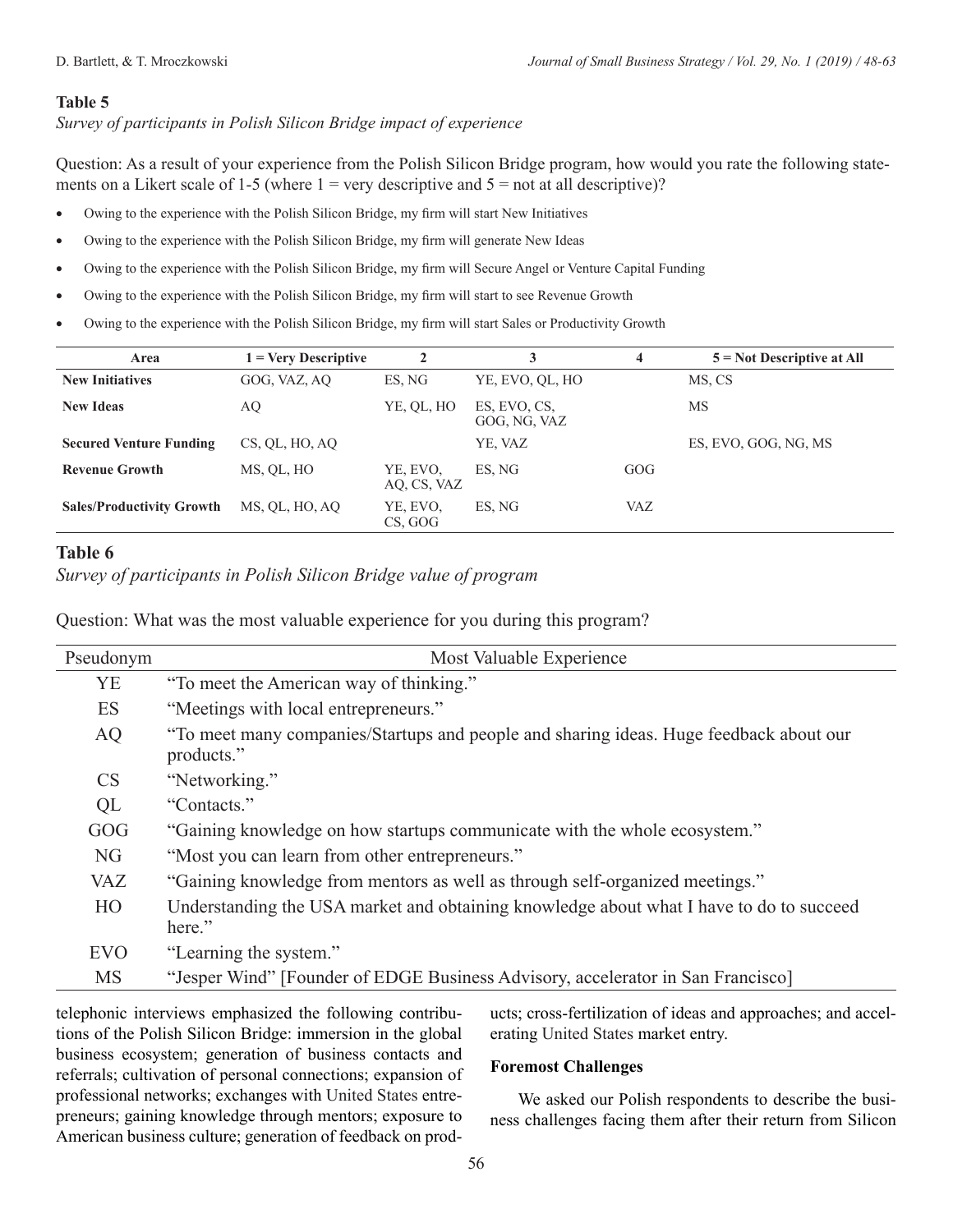**Table 5**

*Survey of participants in Polish Silicon Bridge impact of experience*

Question: As a result of your experience from the Polish Silicon Bridge program, how would you rate the following statements on a Likert scale of 1-5 (where 1 = very descriptive and 5 = not at all descriptive)?

- Owing to the experience with the Polish Silicon Bridge, my firm will start New Initiatives
- Owing to the experience with the Polish Silicon Bridge, my firm will generate New Ideas
- Owing to the experience with the Polish Silicon Bridge, my firm will Secure Angel or Venture Capital Funding
- Owing to the experience with the Polish Silicon Bridge, my firm will start to see Revenue Growth
- Owing to the experience with the Polish Silicon Bridge, my firm will start Sales or Productivity Growth

| Area | 1 = Very Descriptive | 2 | 3 | 4 | 5 = Not Descriptive at All |
|---|---|---|---|---|---|
| **New Initiatives** | GOG, VAZ, AQ | ES, NG | YE, EVO, QL, HO | | MS, CS |
| **New Ideas** | AQ | YE, QL, HO | ES, EVO, CS, GOG, NG, VAZ | | MS |
| **Secured Venture Funding** | CS, QL, HO, AQ | | YE, VAZ | | ES, EVO, GOG, NG, MS |
| **Revenue Growth** | MS, QL, HO | YE, EVO, AQ, CS, VAZ | ES, NG | GOG | |
| **Sales/Productivity Growth** | MS, QL, HO, AQ | YE, EVO, CS, GOG | ES, NG | VAZ | |

**Table 6**

*Survey of participants in Polish Silicon Bridge value of program*

Question: What was the most valuable experience for you during this program?

| Pseudonym | Most Valuable Experience |
|---|---|
| YE | "To meet the American way of thinking." |
| ES | "Meetings with local entrepreneurs." |
| AQ | "To meet many companies/Startups and people and sharing ideas. Huge feedback about our products." |
| CS | "Networking." |
| QL | "Contacts." |
| GOG | "Gaining knowledge on how startups communicate with the whole ecosystem." |
| NG | "Most you can learn from other entrepreneurs." |
| VAZ | "Gaining knowledge from mentors as well as through self-organized meetings." |
| HO | Understanding the USA market and obtaining knowledge about what I have to do to succeed here." |
| EVO | "Learning the system." |
| MS | "Jesper Wind" [Founder of EDGE Business Advisory, accelerator in San Francisco] |

telephonic interviews emphasized the following contributions of the Polish Silicon Bridge: immersion in the global business ecosystem; generation of business contacts and referrals; cultivation of personal connections; expansion of professional networks; exchanges with United States entrepreneurs; gaining knowledge through mentors; exposure to American business culture; generation of feedback on products; cross-fertilization of ideas and approaches; and accelerating United States market entry.

### Foremost Challenges

We asked our Polish respondents to describe the business challenges facing them after their return from Silicon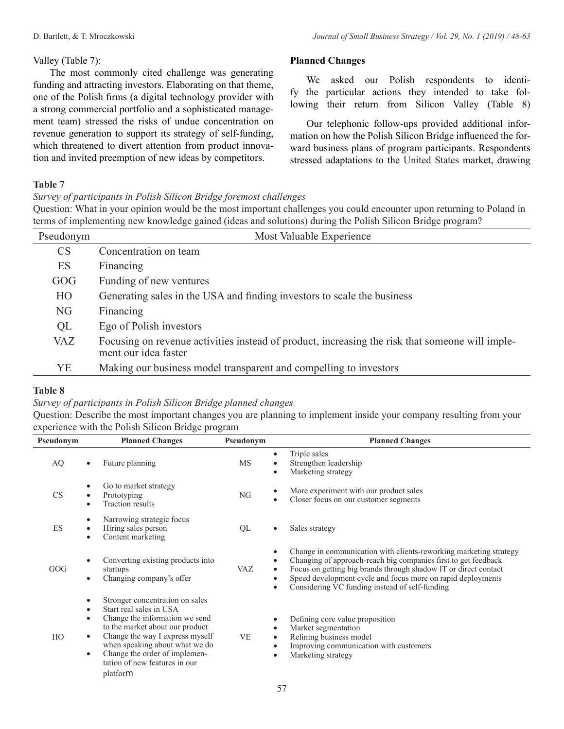Valley (Table 7):

The most commonly cited challenge was generating funding and attracting investors. Elaborating on that theme, one of the Polish firms (a digital technology provider with a strong commercial portfolio and a sophisticated management team) stressed the risks of undue concentration on revenue generation to support its strategy of self-funding, which threatened to divert attention from product innovation and invited preemption of new ideas by competitors.

**Table 7**

*Survey of participants in Polish Silicon Bridge foremost challenges*

Question: What in your opinion would be the most important challenges you could encounter upon returning to Poland in terms of implementing new knowledge gained (ideas and solutions) during the Polish Silicon Bridge program?

| Pseudonym | Most Valuable Experience |
|---|---|
| CS | Concentration on team |
| ES | Financing |
| GOG | Funding of new ventures |
| HO | Generating sales in the USA and finding investors to scale the business |
| NG | Financing |
| QL | Ego of Polish investors |
| VAZ | Focusing on revenue activities instead of product, increasing the risk that someone will implement our idea faster |
| YE | Making our business model transparent and compelling to investors |

### Planned Changes

We asked our Polish respondents to identify the particular actions they intended to take following their return from Silicon Valley (Table 8)

Our telephonic follow-ups provided additional information on how the Polish Silicon Bridge influenced the forward business plans of program participants. Respondents stressed adaptations to the United States market, drawing

**Table 8**

*Survey of participants in Polish Silicon Bridge planned changes*

Question: Describe the most important changes you are planning to implement inside your company resulting from your experience with the Polish Silicon Bridge program

| Pseudonym | Planned Changes | Pseudonym | Planned Changes |
|---|---|---|---|
| AQ | • Future planning | MS | • Triple sales<br>• Strengthen leadership<br>• Marketing strategy |
| CS | • Go to market strategy<br>• Prototyping<br>• Traction results | NG | • More experiment with our product sales<br>• Closer focus on our customer segments |
| ES | • Narrowing strategic focus<br>• Hiring sales person<br>• Content marketing | QL | • Sales strategy |
| GOG | • Converting existing products into startups<br>• Changing company's offer | VAZ | • Change in communication with clients-reworking marketing strategy<br>• Changing of approach-reach big companies first to get feedback<br>• Focus on getting big brands through shadow IT or direct contact<br>• Speed development cycle and focus more on rapid deployments<br>• Considering VC funding instead of self-funding |
| HO | • Stronger concentration on sales<br>• Start real sales in USA<br>• Change the information we send to the market about our product<br>• Change the way I express myself when speaking about what we do<br>• Change the order of implementation of new features in our platform | VE | • Defining core value proposition<br>• Market segmentation<br>• Refining business model<br>• Improving communication with customers<br>• Marketing strategy |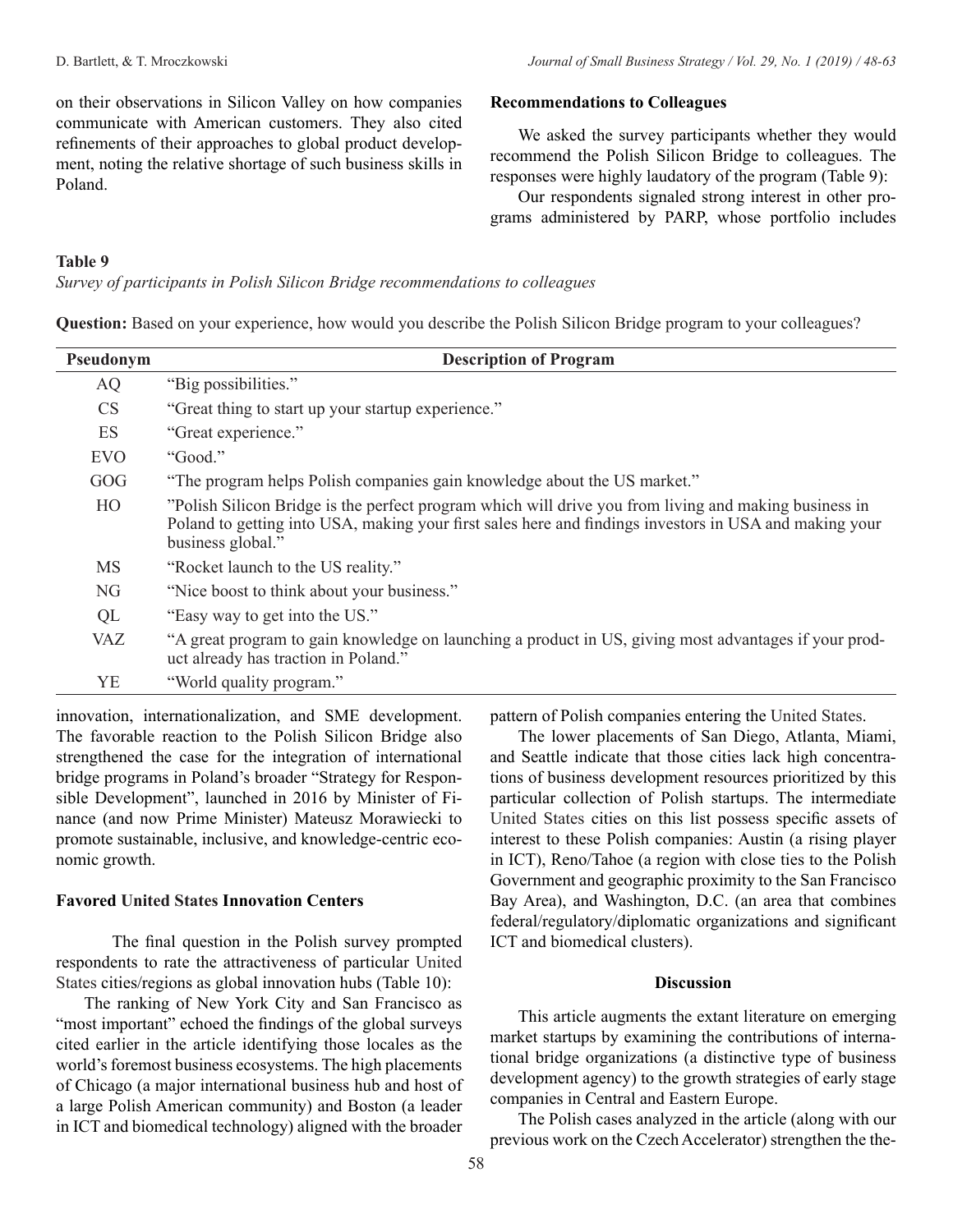on their observations in Silicon Valley on how companies communicate with American customers. They also cited refinements of their approaches to global product development, noting the relative shortage of such business skills in Poland.

**Recommendations to Colleagues**

We asked the survey participants whether they would recommend the Polish Silicon Bridge to colleagues. The responses were highly laudatory of the program (Table 9):

Our respondents signaled strong interest in other programs administered by PARP, whose portfolio includes innovation, internationalization, and SME development. The favorable reaction to the Polish Silicon Bridge also strengthened the case for the integration of international bridge programs in Poland's broader "Strategy for Responsible Development", launched in 2016 by Minister of Finance (and now Prime Minister) Mateusz Morawiecki to promote sustainable, inclusive, and knowledge-centric economic growth.

**Table 9**

*Survey of participants in Polish Silicon Bridge recommendations to colleagues*

**Question:** Based on your experience, how would you describe the Polish Silicon Bridge program to your colleagues?

| Pseudonym | Description of Program |
|---|---|
| AQ | "Big possibilities." |
| CS | "Great thing to start up your startup experience." |
| ES | "Great experience." |
| EVO | "Good." |
| GOG | "The program helps Polish companies gain knowledge about the US market." |
| HO | "Polish Silicon Bridge is the perfect program which will drive you from living and making business in Poland to getting into USA, making your first sales here and findings investors in USA and making your business global." |
| MS | "Rocket launch to the US reality." |
| NG | "Nice boost to think about your business." |
| QL | "Easy way to get into the US." |
| VAZ | "A great program to gain knowledge on launching a product in US, giving most advantages if your product already has traction in Poland." |
| YE | "World quality program." |

**Favored United States Innovation Centers**

The final question in the Polish survey prompted respondents to rate the attractiveness of particular United States cities/regions as global innovation hubs (Table 10):

The ranking of New York City and San Francisco as "most important" echoed the findings of the global surveys cited earlier in the article identifying those locales as the world's foremost business ecosystems. The high placements of Chicago (a major international business hub and host of a large Polish American community) and Boston (a leader in ICT and biomedical technology) aligned with the broader pattern of Polish companies entering the United States.

The lower placements of San Diego, Atlanta, Miami, and Seattle indicate that those cities lack high concentrations of business development resources prioritized by this particular collection of Polish startups. The intermediate United States cities on this list possess specific assets of interest to these Polish companies: Austin (a rising player in ICT), Reno/Tahoe (a region with close ties to the Polish Government and geographic proximity to the San Francisco Bay Area), and Washington, D.C. (an area that combines federal/regulatory/diplomatic organizations and significant ICT and biomedical clusters).

## Discussion

This article augments the extant literature on emerging market startups by examining the contributions of international bridge organizations (a distinctive type of business development agency) to the growth strategies of early stage companies in Central and Eastern Europe.

The Polish cases analyzed in the article (along with our previous work on the Czech Accelerator) strengthen the the-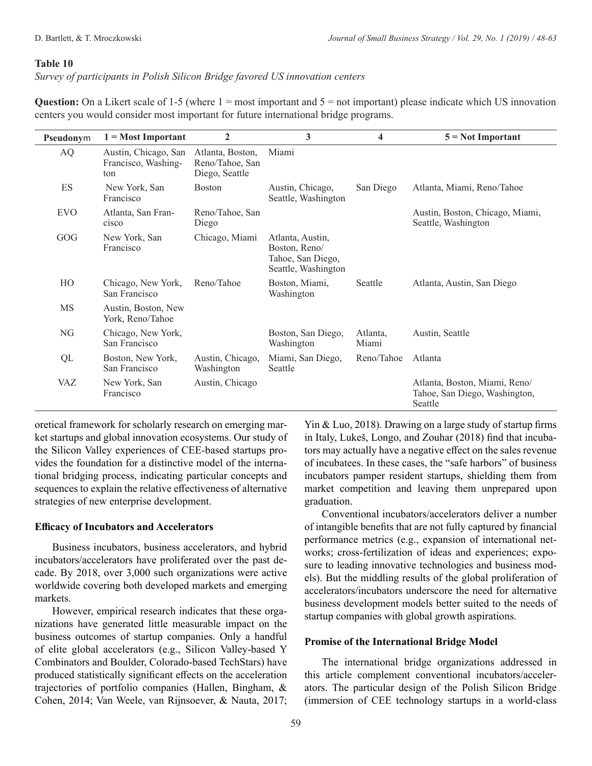**Table 10**

*Survey of participants in Polish Silicon Bridge favored US innovation centers*

**Question:** On a Likert scale of 1-5 (where 1 = most important and 5 = not important) please indicate which US innovation centers you would consider most important for future international bridge programs.

| Pseudonym | 1 = Most Important | 2 | 3 | 4 | 5 = Not Important |
|---|---|---|---|---|---|
| AQ | Austin, Chicago, San Francisco, Washington | Atlanta, Boston, Reno/Tahoe, San Diego, Seattle | Miami | | |
| ES | New York, San Francisco | Boston | Austin, Chicago, Seattle, Washington | San Diego | Atlanta, Miami, Reno/Tahoe |
| EVO | Atlanta, San Francisco | Reno/Tahoe, San Diego | | | Austin, Boston, Chicago, Miami, Seattle, Washington |
| GOG | New York, San Francisco | Chicago, Miami | Atlanta, Austin, Boston, Reno/Tahoe, San Diego, Seattle, Washington | | |
| HO | Chicago, New York, San Francisco | Reno/Tahoe | Boston, Miami, Washington | Seattle | Atlanta, Austin, San Diego |
| MS | Austin, Boston, New York, Reno/Tahoe | | | | |
| NG | Chicago, New York, San Francisco | | Boston, San Diego, Washington | Atlanta, Miami | Austin, Seattle |
| QL | Boston, New York, San Francisco | Austin, Chicago, Washington | Miami, San Diego, Seattle | Reno/Tahoe | Atlanta |
| VAZ | New York, San Francisco | Austin, Chicago | | | Atlanta, Boston, Miami, Reno/Tahoe, San Diego, Washington, Seattle |

oretical framework for scholarly research on emerging market startups and global innovation ecosystems. Our study of the Silicon Valley experiences of CEE-based startups provides the foundation for a distinctive model of the international bridging process, indicating particular concepts and sequences to explain the relative effectiveness of alternative strategies of new enterprise development.

### Efficacy of Incubators and Accelerators

Business incubators, business accelerators, and hybrid incubators/accelerators have proliferated over the past decade. By 2018, over 3,000 such organizations were active worldwide covering both developed markets and emerging markets.

However, empirical research indicates that these organizations have generated little measurable impact on the business outcomes of startup companies. Only a handful of elite global accelerators (e.g., Silicon Valley-based Y Combinators and Boulder, Colorado-based TechStars) have produced statistically significant effects on the acceleration trajectories of portfolio companies (Hallen, Bingham, & Cohen, 2014; Van Weele, van Rijnsoever, & Nauta, 2017; Yin & Luo, 2018). Drawing on a large study of startup firms in Italy, Lukeš, Longo, and Zouhar (2018) find that incubators may actually have a negative effect on the sales revenue of incubatees. In these cases, the "safe harbors" of business incubators pamper resident startups, shielding them from market competition and leaving them unprepared upon graduation.

Conventional incubators/accelerators deliver a number of intangible benefits that are not fully captured by financial performance metrics (e.g., expansion of international networks; cross-fertilization of ideas and experiences; exposure to leading innovative technologies and business models). But the middling results of the global proliferation of accelerators/incubators underscore the need for alternative business development models better suited to the needs of startup companies with global growth aspirations.

### Promise of the International Bridge Model

The international bridge organizations addressed in this article complement conventional incubators/accelerators. The particular design of the Polish Silicon Bridge (immersion of CEE technology startups in a world-class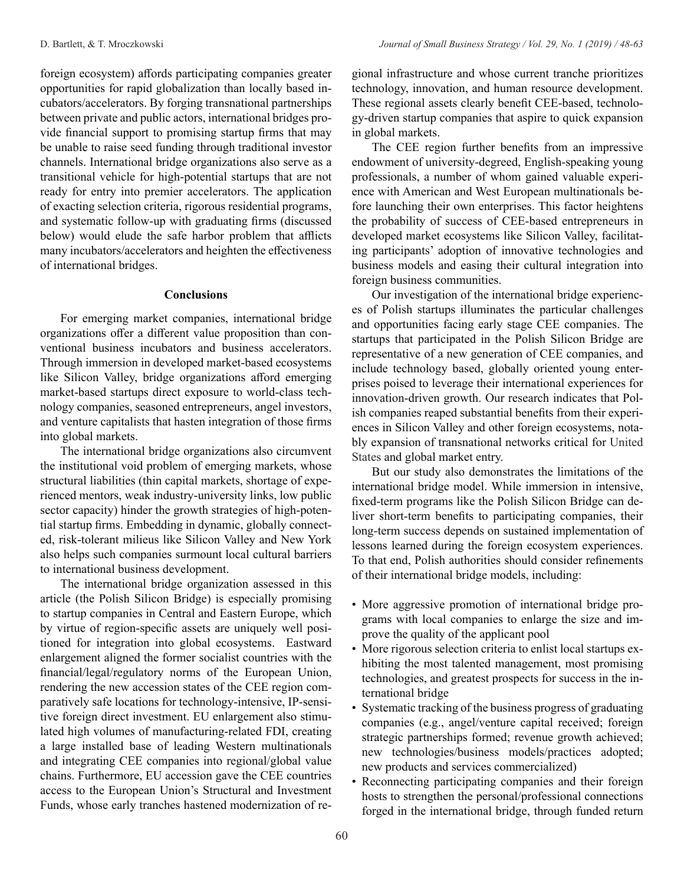foreign ecosystem) affords participating companies greater opportunities for rapid globalization than locally based incubators/accelerators. By forging transnational partnerships between private and public actors, international bridges provide financial support to promising startup firms that may be unable to raise seed funding through traditional investor channels. International bridge organizations also serve as a transitional vehicle for high-potential startups that are not ready for entry into premier accelerators. The application of exacting selection criteria, rigorous residential programs, and systematic follow-up with graduating firms (discussed below) would elude the safe harbor problem that afflicts many incubators/accelerators and heighten the effectiveness of international bridges.

## Conclusions

For emerging market companies, international bridge organizations offer a different value proposition than conventional business incubators and business accelerators. Through immersion in developed market-based ecosystems like Silicon Valley, bridge organizations afford emerging market-based startups direct exposure to world-class technology companies, seasoned entrepreneurs, angel investors, and venture capitalists that hasten integration of those firms into global markets.

The international bridge organizations also circumvent the institutional void problem of emerging markets, whose structural liabilities (thin capital markets, shortage of experienced mentors, weak industry-university links, low public sector capacity) hinder the growth strategies of high-potential startup firms. Embedding in dynamic, globally connected, risk-tolerant milieus like Silicon Valley and New York also helps such companies surmount local cultural barriers to international business development.

The international bridge organization assessed in this article (the Polish Silicon Bridge) is especially promising to startup companies in Central and Eastern Europe, which by virtue of region-specific assets are uniquely well positioned for integration into global ecosystems. Eastward enlargement aligned the former socialist countries with the financial/legal/regulatory norms of the European Union, rendering the new accession states of the CEE region comparatively safe locations for technology-intensive, IP-sensitive foreign direct investment. EU enlargement also stimulated high volumes of manufacturing-related FDI, creating a large installed base of leading Western multinationals and integrating CEE companies into regional/global value chains. Furthermore, EU accession gave the CEE countries access to the European Union's Structural and Investment Funds, whose early tranches hastened modernization of regional infrastructure and whose current tranche prioritizes technology, innovation, and human resource development. These regional assets clearly benefit CEE-based, technology-driven startup companies that aspire to quick expansion in global markets.

The CEE region further benefits from an impressive endowment of university-degreed, English-speaking young professionals, a number of whom gained valuable experience with American and West European multinationals before launching their own enterprises. This factor heightens the probability of success of CEE-based entrepreneurs in developed market ecosystems like Silicon Valley, facilitating participants' adoption of innovative technologies and business models and easing their cultural integration into foreign business communities.

Our investigation of the international bridge experiences of Polish startups illuminates the particular challenges and opportunities facing early stage CEE companies. The startups that participated in the Polish Silicon Bridge are representative of a new generation of CEE companies, and include technology based, globally oriented young enterprises poised to leverage their international experiences for innovation-driven growth. Our research indicates that Polish companies reaped substantial benefits from their experiences in Silicon Valley and other foreign ecosystems, notably expansion of transnational networks critical for United States and global market entry.

But our study also demonstrates the limitations of the international bridge model. While immersion in intensive, fixed-term programs like the Polish Silicon Bridge can deliver short-term benefits to participating companies, their long-term success depends on sustained implementation of lessons learned during the foreign ecosystem experiences. To that end, Polish authorities should consider refinements of their international bridge models, including:

- More aggressive promotion of international bridge programs with local companies to enlarge the size and improve the quality of the applicant pool
- More rigorous selection criteria to enlist local startups exhibiting the most talented management, most promising technologies, and greatest prospects for success in the international bridge
- Systematic tracking of the business progress of graduating companies (e.g., angel/venture capital received; foreign strategic partnerships formed; revenue growth achieved; new technologies/business models/practices adopted; new products and services commercialized)
- Reconnecting participating companies and their foreign hosts to strengthen the personal/professional connections forged in the international bridge, through funded return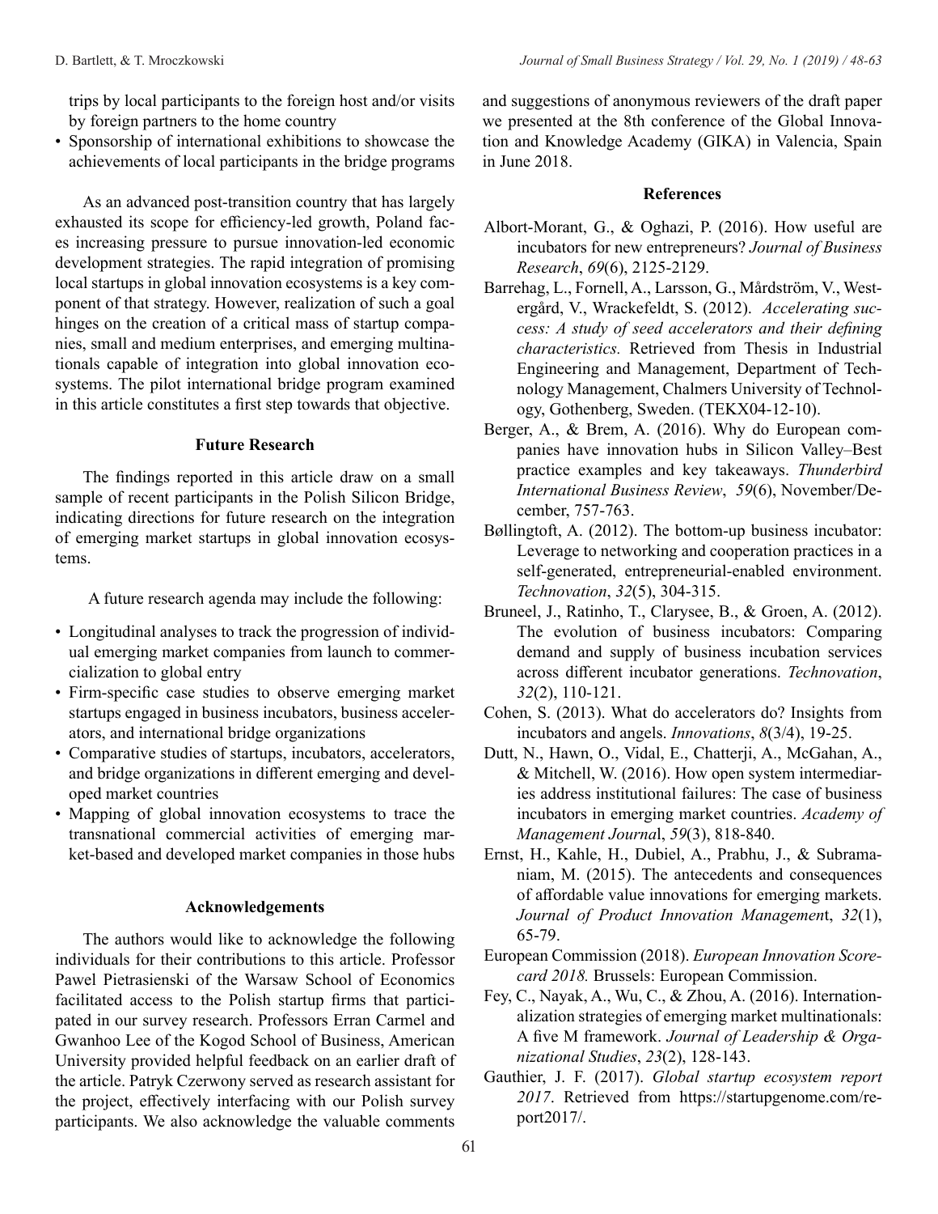trips by local participants to the foreign host and/or visits by foreign partners to the home country
- Sponsorship of international exhibitions to showcase the achievements of local participants in the bridge programs

As an advanced post-transition country that has largely exhausted its scope for efficiency-led growth, Poland faces increasing pressure to pursue innovation-led economic development strategies. The rapid integration of promising local startups in global innovation ecosystems is a key component of that strategy. However, realization of such a goal hinges on the creation of a critical mass of startup companies, small and medium enterprises, and emerging multinationals capable of integration into global innovation ecosystems. The pilot international bridge program examined in this article constitutes a first step towards that objective.

## Future Research

The findings reported in this article draw on a small sample of recent participants in the Polish Silicon Bridge, indicating directions for future research on the integration of emerging market startups in global innovation ecosystems.

A future research agenda may include the following:

- Longitudinal analyses to track the progression of individual emerging market companies from launch to commercialization to global entry
- Firm-specific case studies to observe emerging market startups engaged in business incubators, business accelerators, and international bridge organizations
- Comparative studies of startups, incubators, accelerators, and bridge organizations in different emerging and developed market countries
- Mapping of global innovation ecosystems to trace the transnational commercial activities of emerging market-based and developed market companies in those hubs

## Acknowledgements

The authors would like to acknowledge the following individuals for their contributions to this article. Professor Pawel Pietrasienski of the Warsaw School of Economics facilitated access to the Polish startup firms that participated in our survey research. Professors Erran Carmel and Gwanhoo Lee of the Kogod School of Business, American University provided helpful feedback on an earlier draft of the article. Patryk Czerwony served as research assistant for the project, effectively interfacing with our Polish survey participants. We also acknowledge the valuable comments and suggestions of anonymous reviewers of the draft paper we presented at the 8th conference of the Global Innovation and Knowledge Academy (GIKA) in Valencia, Spain in June 2018.

## References

Albort-Morant, G., & Oghazi, P. (2016). How useful are incubators for new entrepreneurs? *Journal of Business Research*, *69*(6), 2125-2129.

Barrehag, L., Fornell, A., Larsson, G., Mårdström, V., Westergård, V., Wrackefeldt, S. (2012). *Accelerating success: A study of seed accelerators and their defining characteristics.* Retrieved from Thesis in Industrial Engineering and Management, Department of Technology Management, Chalmers University of Technology, Gothenberg, Sweden. (TEKX04-12-10).

Berger, A., & Brem, A. (2016). Why do European companies have innovation hubs in Silicon Valley–Best practice examples and key takeaways. *Thunderbird International Business Review*, *59*(6), November/December, 757-763.

Bøllingtoft, A. (2012). The bottom-up business incubator: Leverage to networking and cooperation practices in a self-generated, entrepreneurial-enabled environment. *Technovation*, *32*(5), 304-315.

Bruneel, J., Ratinho, T., Clarysee, B., & Groen, A. (2012). The evolution of business incubators: Comparing demand and supply of business incubation services across different incubator generations. *Technovation*, *32*(2), 110-121.

Cohen, S. (2013). What do accelerators do? Insights from incubators and angels. *Innovations*, *8*(3/4), 19-25.

Dutt, N., Hawn, O., Vidal, E., Chatterji, A., McGahan, A., & Mitchell, W. (2016). How open system intermediaries address institutional failures: The case of business incubators in emerging market countries. *Academy of Management Journal*, *59*(3), 818-840.

Ernst, H., Kahle, H., Dubiel, A., Prabhu, J., & Subramaniam, M. (2015). The antecedents and consequences of affordable value innovations for emerging markets. *Journal of Product Innovation Management*, *32*(1), 65-79.

European Commission (2018). *European Innovation Scorecard 2018.* Brussels: European Commission.

Fey, C., Nayak, A., Wu, C., & Zhou, A. (2016). Internationalization strategies of emerging market multinationals: A five M framework. *Journal of Leadership & Organizational Studies*, *23*(2), 128-143.

Gauthier, J. F. (2017). *Global startup ecosystem report 2017*. Retrieved from https://startupgenome.com/report2017/.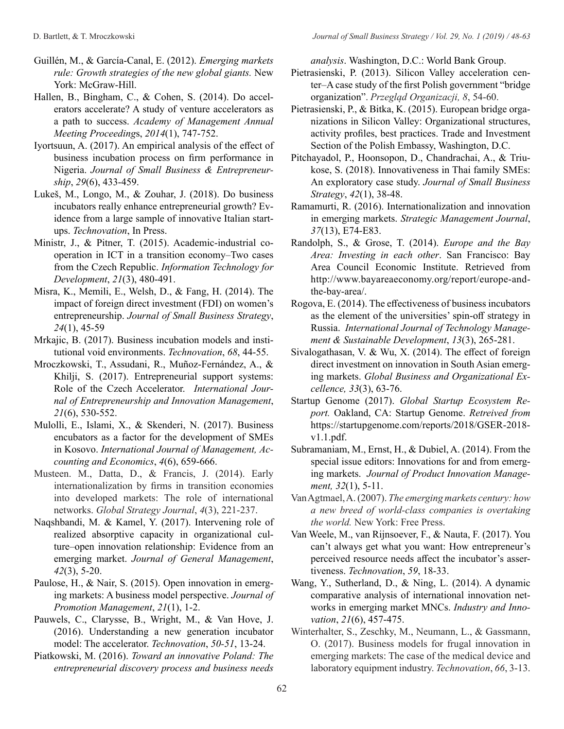Guillén, M., & García-Canal, E. (2012). *Emerging markets rule: Growth strategies of the new global giants.* New York: McGraw-Hill.

Hallen, B., Bingham, C., & Cohen, S. (2014). Do accelerators accelerate? A study of venture accelerators as a path to success. *Academy of Management Annual Meeting Proceedings*, *2014*(1), 747-752.

Iyortsuun, A. (2017). An empirical analysis of the effect of business incubation process on firm performance in Nigeria. *Journal of Small Business & Entrepreneurship*, *29*(6), 433-459.

Lukeš, M., Longo, M., & Zouhar, J. (2018). Do business incubators really enhance entrepreneurial growth? Evidence from a large sample of innovative Italian startups. *Technovation*, In Press.

Ministr, J., & Pitner, T. (2015). Academic-industrial cooperation in ICT in a transition economy–Two cases from the Czech Republic. *Information Technology for Development*, *21*(3), 480-491.

Misra, K., Memili, E., Welsh, D., & Fang, H. (2014). The impact of foreign direct investment (FDI) on women's entrepreneurship. *Journal of Small Business Strategy*, *24*(1), 45-59

Mrkajic, B. (2017). Business incubation models and institutional void environments. *Technovation*, *68*, 44-55.

Mroczkowski, T., Assudani, R., Muñoz-Fernández, A., & Khilji, S. (2017). Entrepreneurial support systems: Role of the Czech Accelerator. *International Journal of Entrepreneurship and Innovation Management*, *21*(6), 530-552.

Mulolli, E., Islami, X., & Skenderi, N. (2017). Business encubators as a factor for the development of SMEs in Kosovo. *International Journal of Management, Accounting and Economics*, *4*(6), 659-666.

Musteen. M., Datta, D., & Francis, J. (2014). Early internationalization by firms in transition economies into developed markets: The role of international networks. *Global Strategy Journal*, *4*(3), 221-237.

Naqshbandi, M. & Kamel, Y. (2017). Intervening role of realized absorptive capacity in organizational culture–open innovation relationship: Evidence from an emerging market. *Journal of General Management*, *42*(3), 5-20.

Paulose, H., & Nair, S. (2015). Open innovation in emerging markets: A business model perspective. *Journal of Promotion Management*, *21*(1), 1-2.

Pauwels, C., Clarysse, B., Wright, M., & Van Hove, J. (2016). Understanding a new generation incubator model: The accelerator. *Technovation*, *50-51*, 13-24.

Piatkowski, M. (2016). *Toward an innovative Poland: The entrepreneurial discovery process and business needs analysis*. Washington, D.C.: World Bank Group.

Pietrasienski, P. (2013). Silicon Valley acceleration center–A case study of the first Polish government "bridge organization". *Przegląd Organizacji, 8*, 54-60.

Pietrasienski, P., & Bitka, K. (2015). European bridge organizations in Silicon Valley: Organizational structures, activity profiles, best practices. Trade and Investment Section of the Polish Embassy, Washington, D.C.

Pitchayadol, P., Hoonsopon, D., Chandrachai, A., & Triukose, S. (2018). Innovativeness in Thai family SMEs: An exploratory case study. *Journal of Small Business Strategy*, *42*(1), 38-48.

Ramamurti, R. (2016). Internationalization and innovation in emerging markets. *Strategic Management Journal*, *37*(13), E74-E83.

Randolph, S., & Grose, T. (2014). *Europe and the Bay Area: Investing in each other*. San Francisco: Bay Area Council Economic Institute. Retrieved from http://www.bayareaeconomy.org/report/europe-and-the-bay-area/.

Rogova, E. (2014). The effectiveness of business incubators as the element of the universities' spin-off strategy in Russia. *International Journal of Technology Management & Sustainable Development*, *13*(3), 265-281.

Sivalogathasan, V. & Wu, X. (2014). The effect of foreign direct investment on innovation in South Asian emerging markets. *Global Business and Organizational Excellence, 33*(3), 63-76.

Startup Genome (2017). *Global Startup Ecosystem Report.* Oakland, CA: Startup Genome. *Retreived from* https://startupgenome.com/reports/2018/GSER-2018-v1.1.pdf.

Subramaniam, M., Ernst, H., & Dubiel, A. (2014). From the special issue editors: Innovations for and from emerging markets. *Journal of Product Innovation Management, 32*(1), 5-11.

Van Agtmael, A. (2007). *The emerging markets century: how a new breed of world-class companies is overtaking the world.* New York: Free Press.

Van Weele, M., van Rijnsoever, F., & Nauta, F. (2017). You can't always get what you want: How entrepreneur's perceived resource needs affect the incubator's assertiveness. *Technovation*, *59*, 18-33.

Wang, Y., Sutherland, D., & Ning, L. (2014). A dynamic comparative analysis of international innovation networks in emerging market MNCs. *Industry and Innovation*, *21*(6), 457-475.

Winterhalter, S., Zeschky, M., Neumann, L., & Gassmann, O. (2017). Business models for frugal innovation in emerging markets: The case of the medical device and laboratory equipment industry. *Technovation*, *66*, 3-13.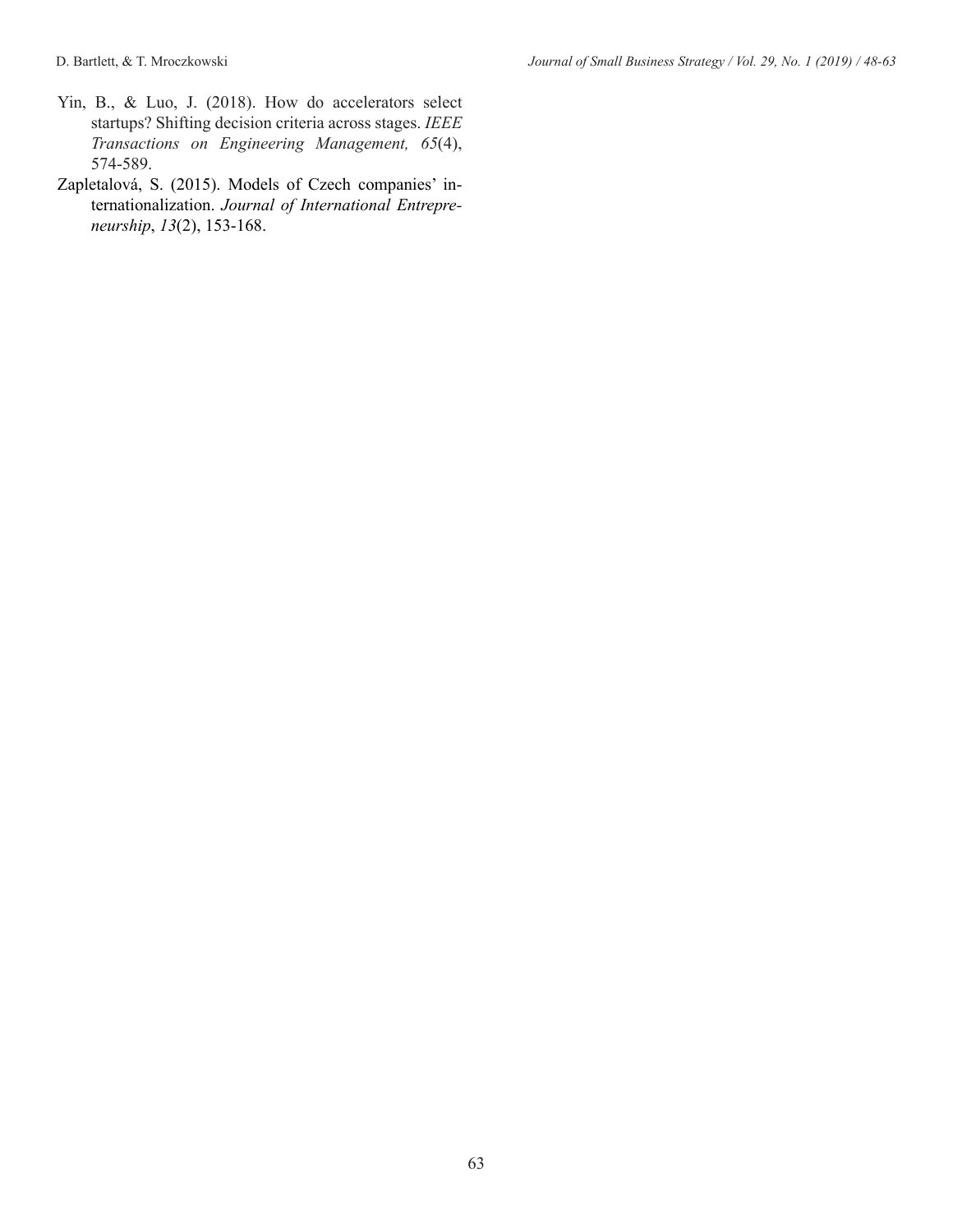Yin, B., & Luo, J. (2018). How do accelerators select startups? Shifting decision criteria across stages. *IEEE Transactions on Engineering Management, 65*(4), 574-589.

Zapletalová, S. (2015). Models of Czech companies' internationalization. *Journal of International Entrepreneurship*, *13*(2), 153-168.